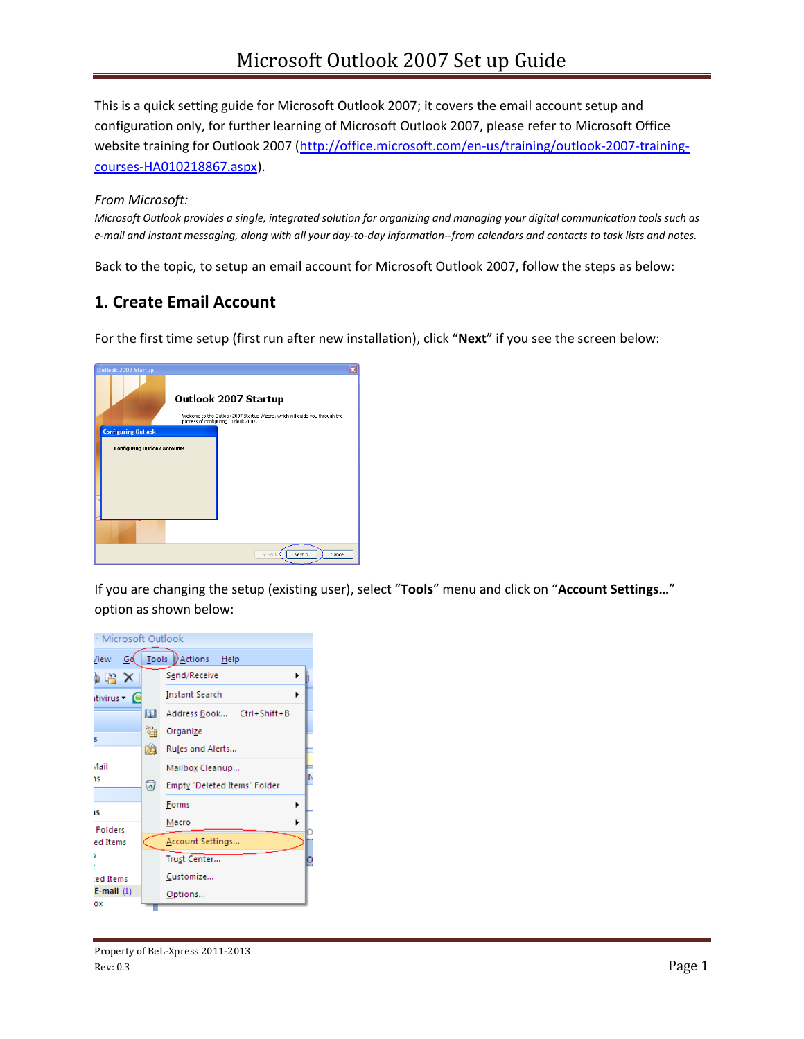# Microsoft Outlook 2007 Set up Guide

This is a quick setting guide for Microsoft Outlook 2007; it covers the email account setup and configuration only, for further learning of Microsoft Outlook 2007, please refer to Microsoft Office website training for Outlook 2007 (http://office.microsoft.com/en-us/training/outlook-2007-training-courses-HA010218867.aspx).

*From Microsoft:*

*Microsoft Outlook provides a single, integrated solution for organizing and managing your digital communication tools such as e-mail and instant messaging, along with all your day-to-day information--from calendars and contacts to task lists and notes.*

Back to the topic, to setup an email account for Microsoft Outlook 2007, follow the steps as below:

## 1. Create Email Account

For the first time setup (first run after new installation), click "**Next**" if you see the screen below:

If you are changing the setup (existing user), select "**Tools**" menu and click on "**Account Settings…**" option as shown below:

Property of BeL-Xpress 2011-2013

Rev: 0.3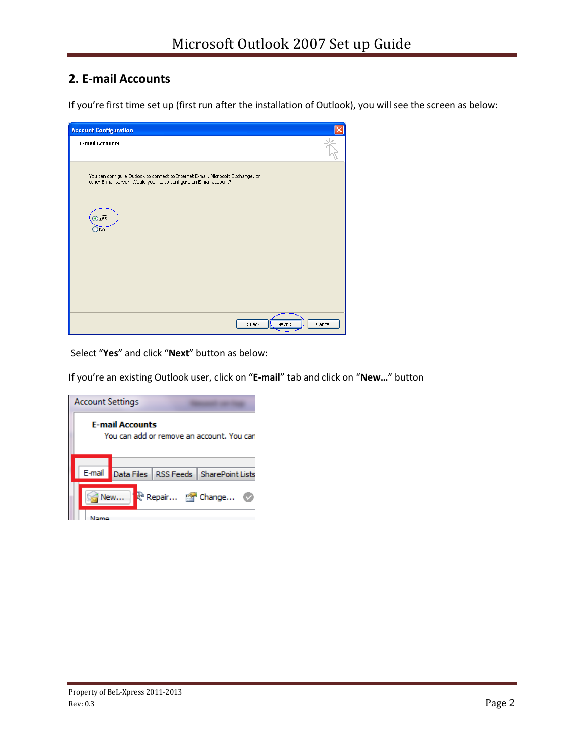## 2. E-mail Accounts

If you're first time set up (first run after the installation of Outlook), you will see the screen as below:

Select "**Yes**" and click "**Next**" button as below:

If you're an existing Outlook user, click on "**E-mail**" tab and click on "**New…**" button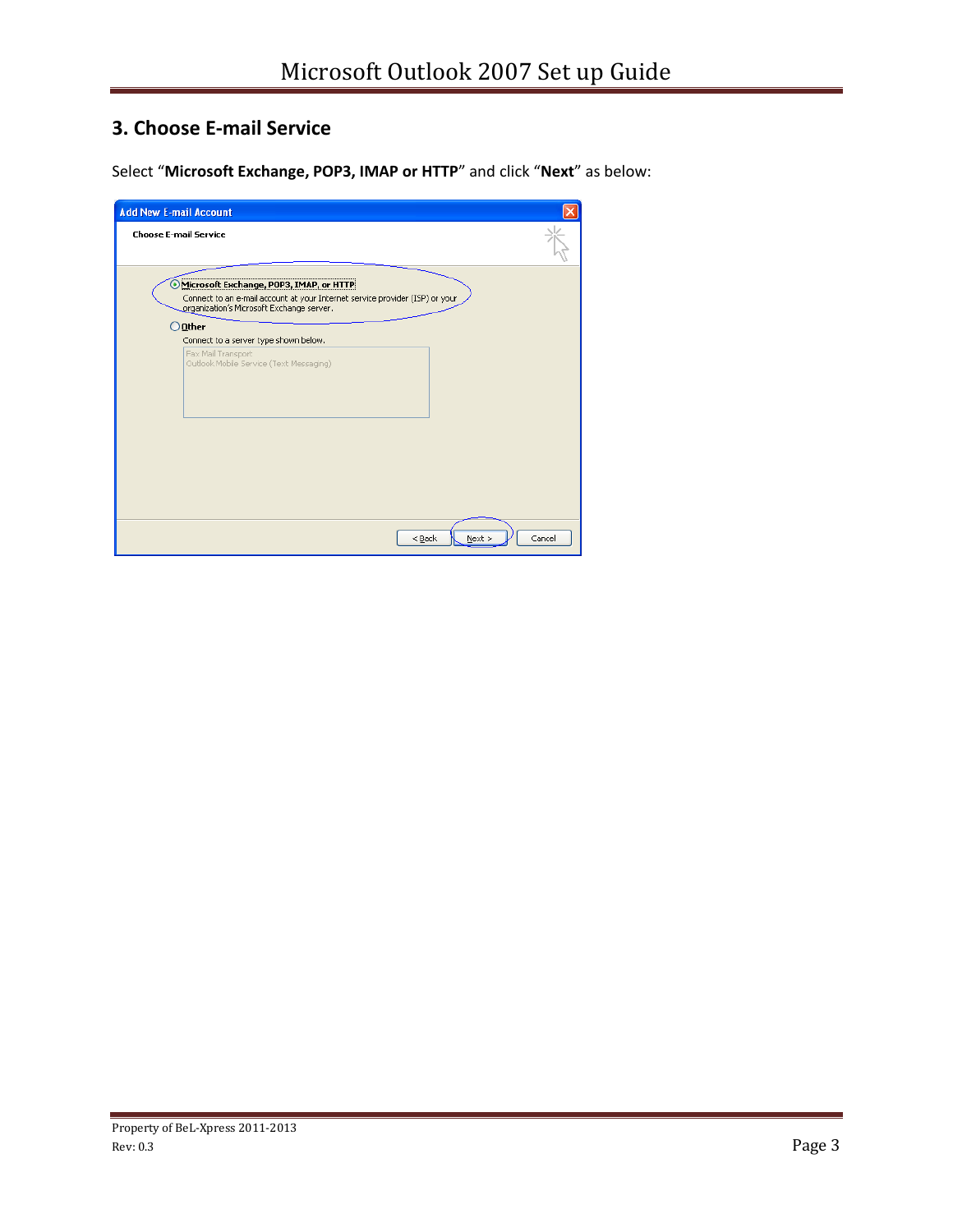## 3. Choose E-mail Service

Select "**Microsoft Exchange, POP3, IMAP or HTTP**" and click "**Next**" as below: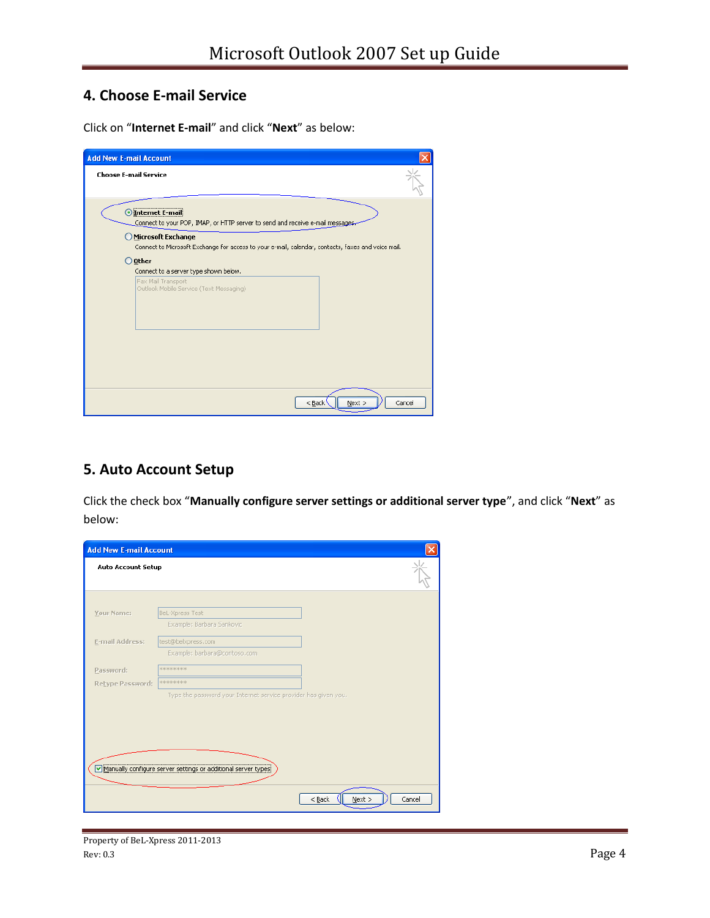## 4. Choose E-mail Service

Click on “**Internet E-mail**” and click “**Next**” as below:

## 5. Auto Account Setup

Click the check box “**Manually configure server settings or additional server type**”, and click “**Next**” as below: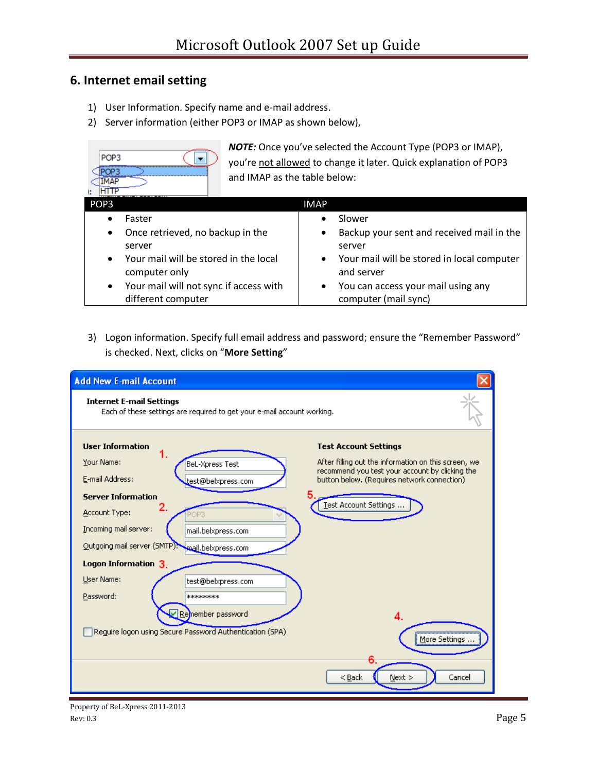## 6. Internet email setting

1) User Information. Specify name and e-mail address.
2) Server information (either POP3 or IMAP as shown below),

***NOTE:*** Once you've selected the Account Type (POP3 or IMAP), you're not allowed to change it later. Quick explanation of POP3 and IMAP as the table below:

| POP3 | IMAP |
|---|---|
| • Faster<br>• Once retrieved, no backup in the server<br>• Your mail will be stored in the local computer only<br>• Your mail will not sync if access with different computer | • Slower<br>• Backup your sent and received mail in the server<br>• Your mail will be stored in local computer and server<br>• You can access your mail using any computer (mail sync) |

3) Logon information. Specify full email address and password; ensure the "Remember Password" is checked. Next, clicks on "**More Setting**"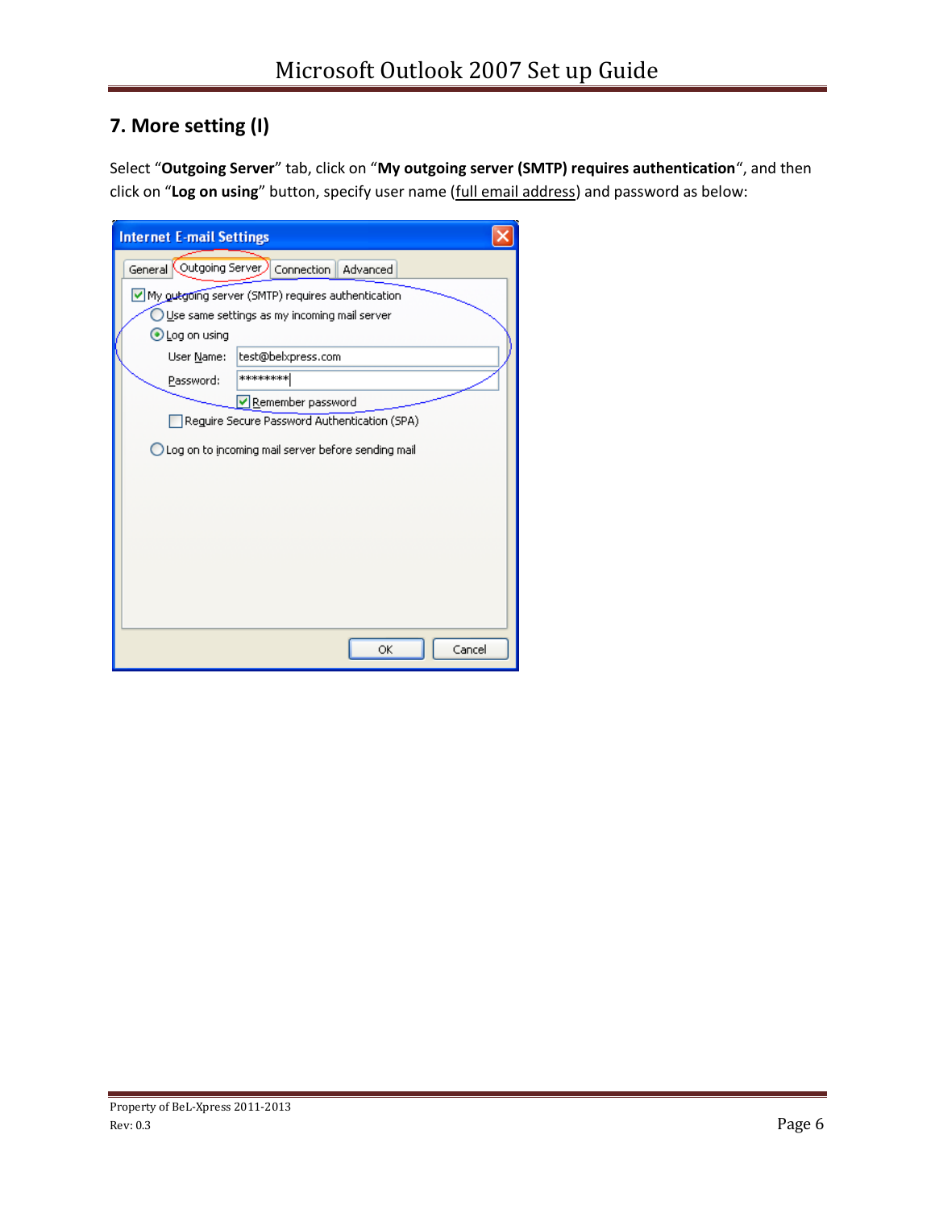## 7. More setting (I)

Select "**Outgoing Server**" tab, click on "**My outgoing server (SMTP) requires authentication**", and then click on "**Log on using**" button, specify user name (full email address) and password as below: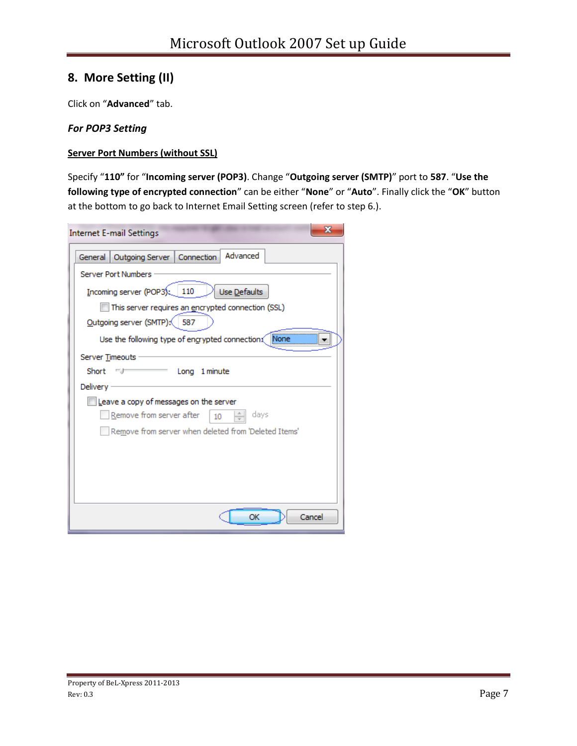## 8. More Setting (II)

Click on "**Advanced**" tab.

***For POP3 Setting***

**Server Port Numbers (without SSL)**

Specify "**110"** for "**Incoming server (POP3)**. Change "**Outgoing server (SMTP)**" port to **587**. "**Use the following type of encrypted connection**" can be either "**None**" or "**Auto**". Finally click the "**OK**" button at the bottom to go back to Internet Email Setting screen (refer to step 6.).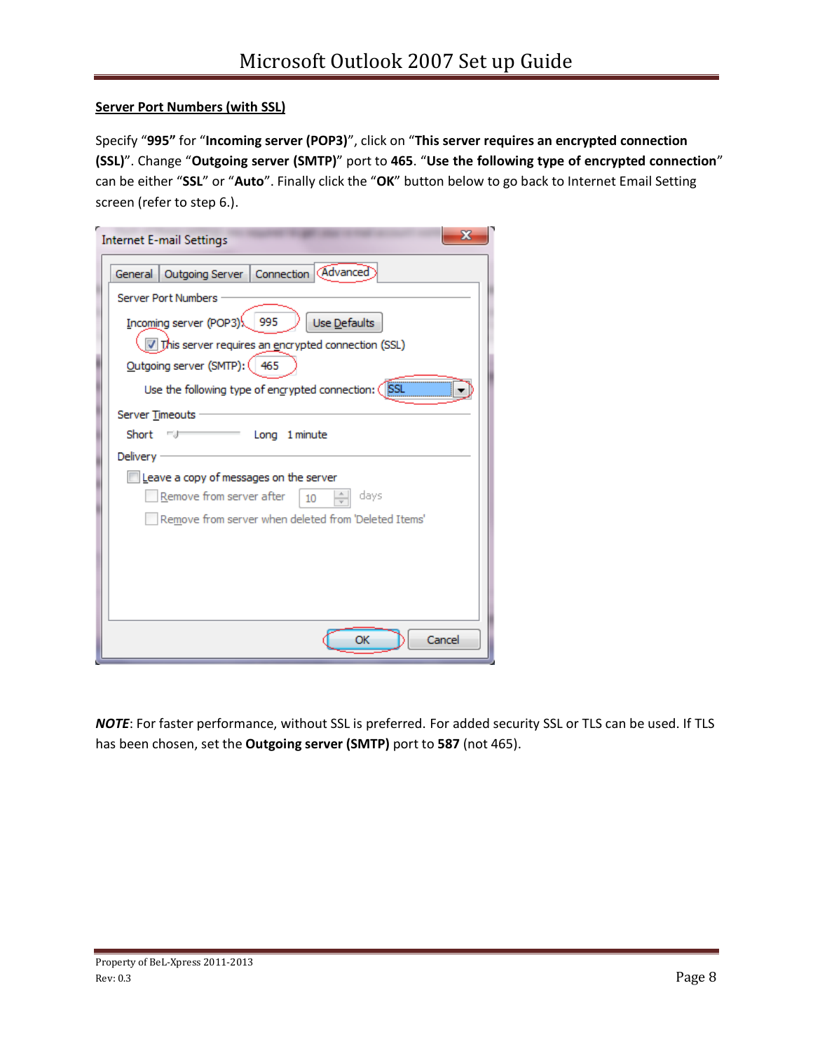**Server Port Numbers (with SSL)**

Specify "**995"** for "**Incoming server (POP3)**", click on "**This server requires an encrypted connection (SSL)**". Change "**Outgoing server (SMTP)**" port to **465**. "**Use the following type of encrypted connection**" can be either "**SSL**" or "**Auto**". Finally click the "**OK**" button below to go back to Internet Email Setting screen (refer to step 6.).

***NOTE***: For faster performance, without SSL is preferred. For added security SSL or TLS can be used. If TLS has been chosen, set the **Outgoing server (SMTP)** port to **587** (not 465).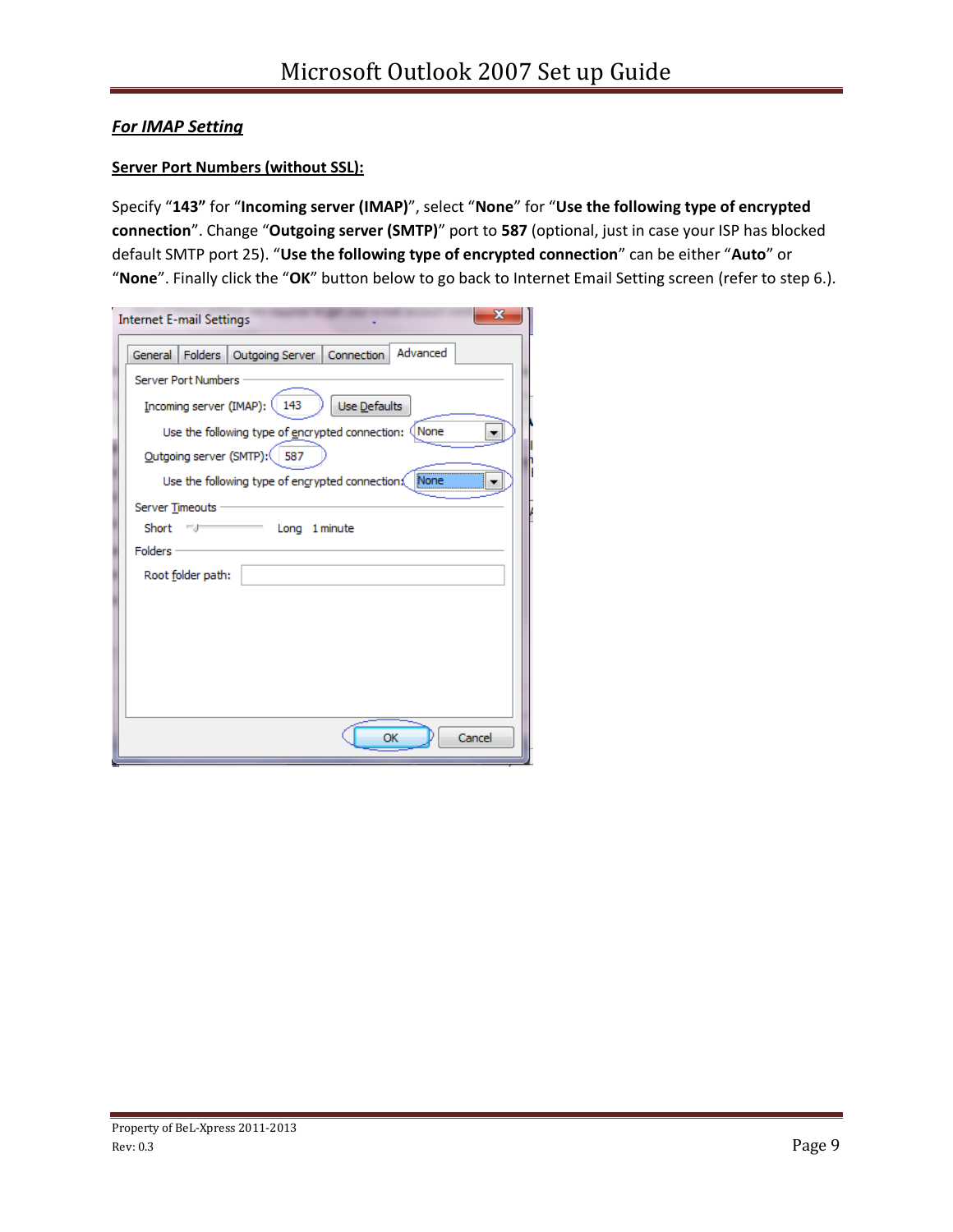***For IMAP Setting***

**Server Port Numbers (without SSL):**

Specify "**143"** for "**Incoming server (IMAP)**", select "**None**" for "**Use the following type of encrypted connection**". Change "**Outgoing server (SMTP)**" port to **587** (optional, just in case your ISP has blocked default SMTP port 25). "**Use the following type of encrypted connection**" can be either "**Auto**" or "**None**". Finally click the "**OK**" button below to go back to Internet Email Setting screen (refer to step 6.).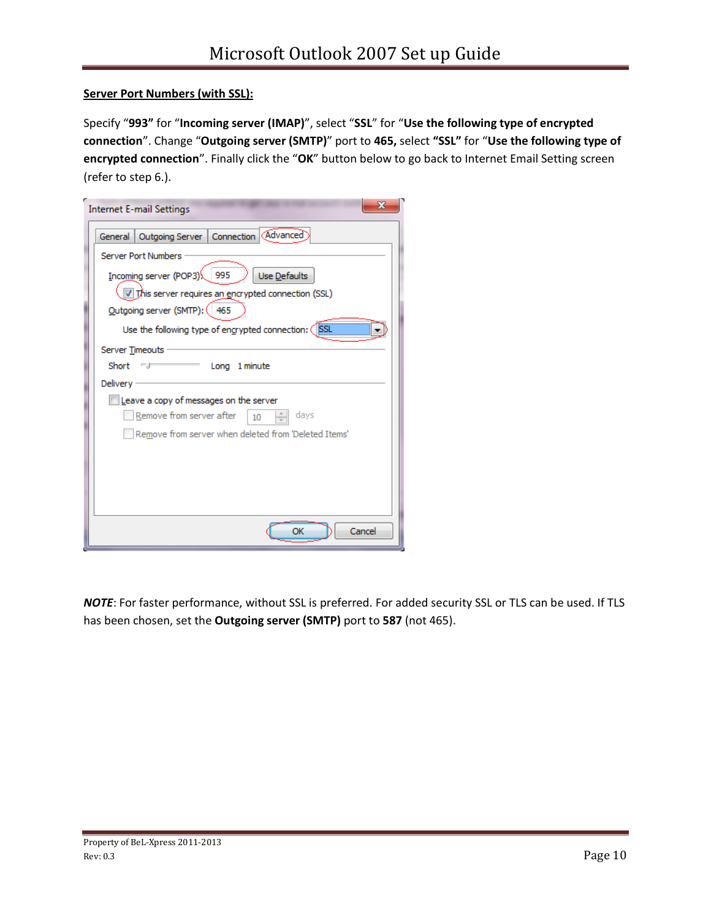**Server Port Numbers (with SSL):**

Specify "**993"** for "**Incoming server (IMAP)**", select "**SSL**" for "**Use the following type of encrypted connection**". Change "**Outgoing server (SMTP)**" port to **465,** select **"SSL"** for "**Use the following type of encrypted connection**". Finally click the "**OK**" button below to go back to Internet Email Setting screen (refer to step 6.).

***NOTE***: For faster performance, without SSL is preferred. For added security SSL or TLS can be used. If TLS has been chosen, set the **Outgoing server (SMTP)** port to **587** (not 465).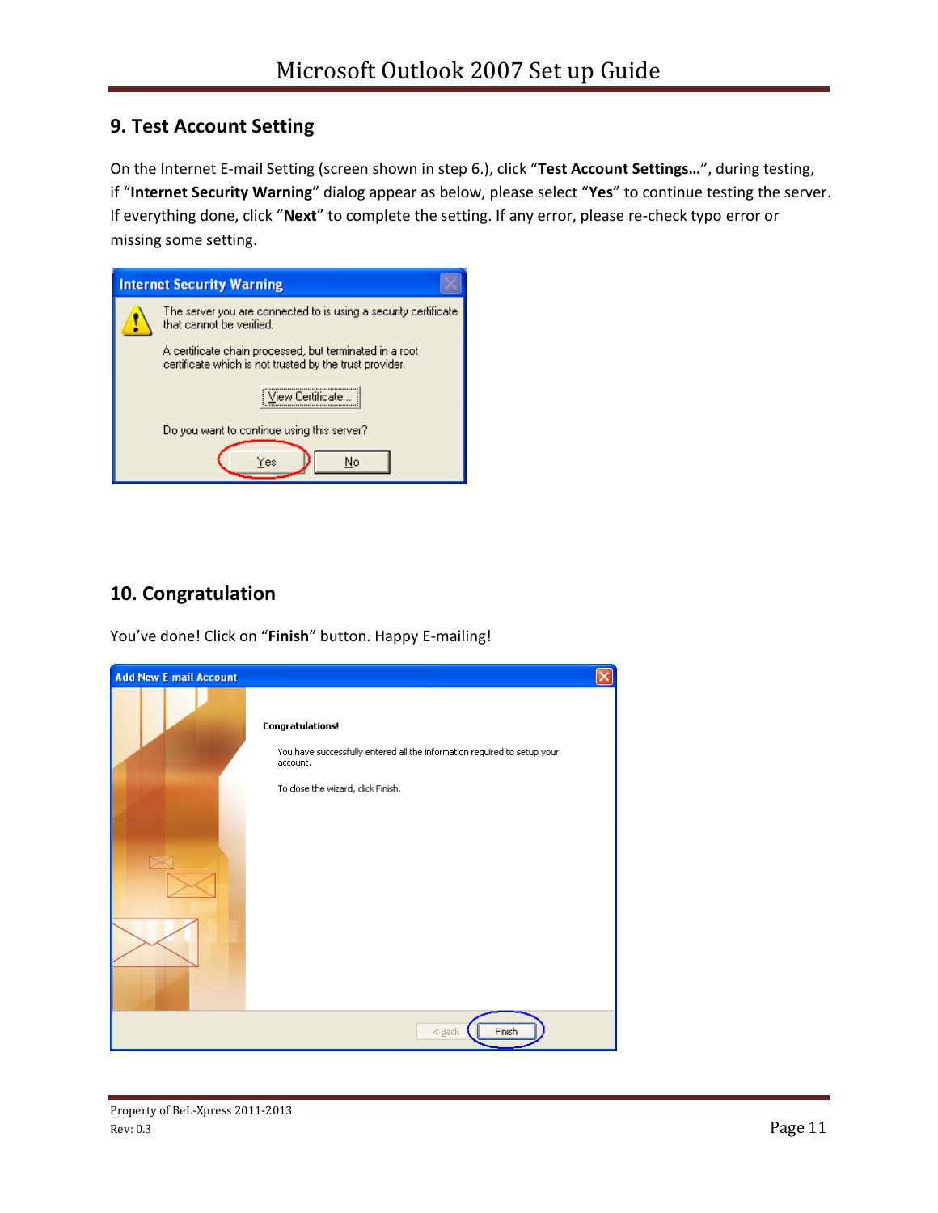## 9. Test Account Setting

On the Internet E-mail Setting (screen shown in step 6.), click "**Test Account Settings…**", during testing, if "**Internet Security Warning**" dialog appear as below, please select "**Yes**" to continue testing the server. If everything done, click "**Next**" to complete the setting. If any error, please re-check typo error or missing some setting.

## 10. Congratulation

You've done! Click on "**Finish**" button. Happy E-mailing!